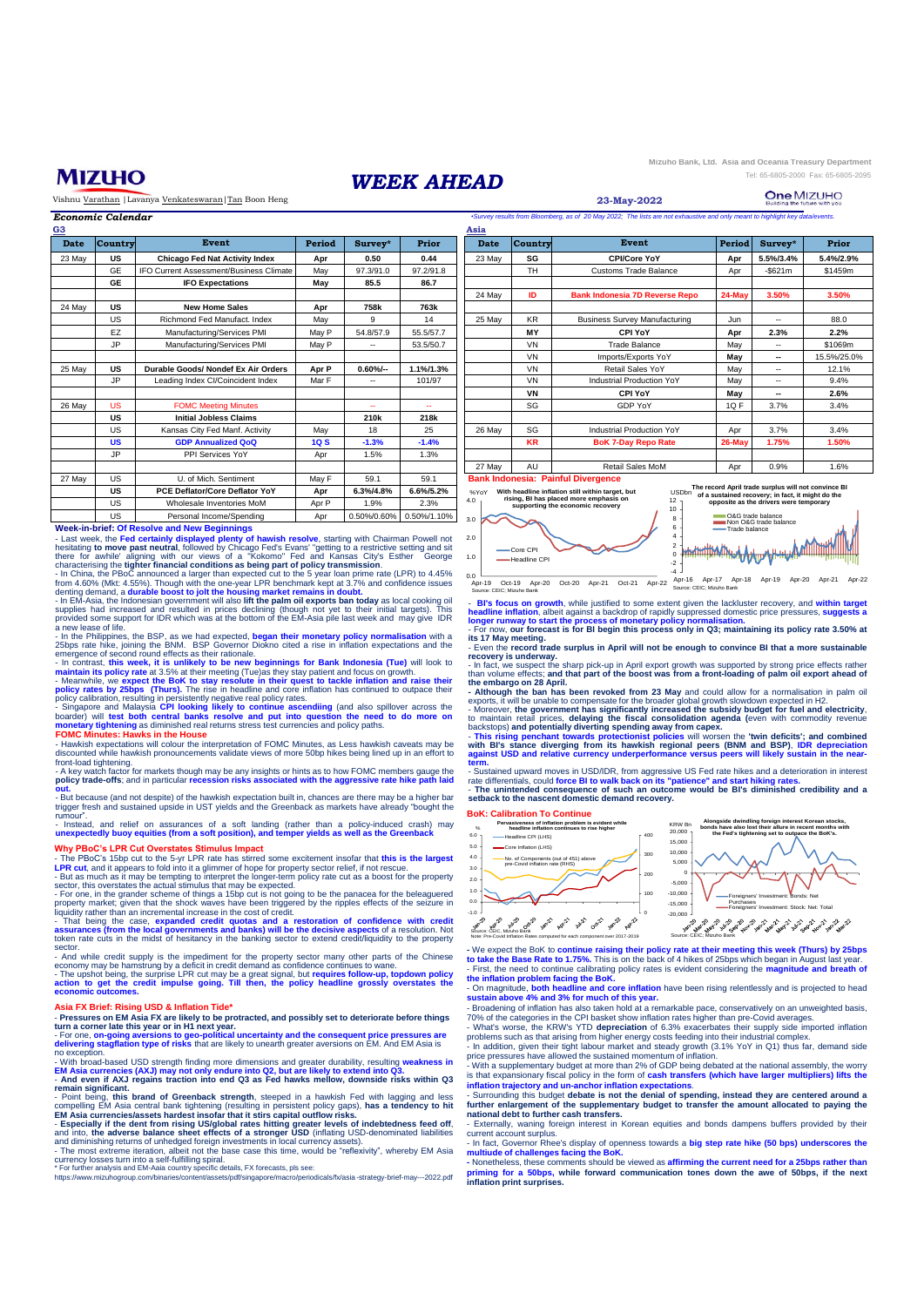# MIZUHO

Mizuho Bank, Ltd. Asia and Oceania Treasury Department

Tel: 65-6805-2000 Fax: 65-6805-2095

# *WEEK AHEAD*

Vishnu Varathan | Lavanya Venkateswaran | Tan Boon Heng

23-May-2022

## *Economic Calendar*

*Survey results from Bloomberg, as of 20 May 2022; The lists are not exhaustive and only meant to highlight key data/events.

### G3

| Date | Country | Event | Period | Survey* | Prior |
|---|---|---|---|---|---|
| 23 May | US | **Chicago Fed Nat Activity Index** | Apr | 0.50 | 0.44 |
| | GE | IFO Current Assessment/Business Climate | May | 97.3/91.0 | 97.2/91.8 |
| | **GE** | **IFO Expectations** | **May** | **85.5** | **86.7** |
| | | | | | |
| 24 May | US | **New Home Sales** | Apr | 758k | 763k |
| | US | Richmond Fed Manufact. Index | May | 9 | 14 |
| | EZ | Manufacturing/Services PMI | May P | 54.8/57.9 | 55.5/57.7 |
| | JP | Manufacturing/Services PMI | May P | -- | 53.5/50.7 |
| | | | | | |
| 25 May | US | **Durable Goods/ Nondef Ex Air Orders** | Apr P | 0.60%/-- | 1.1%/1.3% |
| | JP | Leading Index CI/Coincident Index | Mar F | -- | 101/97 |
| | | | | | |
| 26 May | US | FOMC Meeting Minutes | | -- | -- |
| | **US** | **Initial Jobless Claims** | | **210k** | **218k** |
| | US | Kansas City Fed Manf. Activity | May | 18 | 25 |
| | **US** | **GDP Annualized QoQ** | **1Q S** | **-1.3%** | **-1.4%** |
| | JP | PPI Services YoY | Apr | 1.5% | 1.3% |
| | | | | | |
| 27 May | US | U. of Mich. Sentiment | May F | 59.1 | 59.1 |
| | **US** | **PCE Deflator/Core Deflator YoY** | **Apr** | **6.3%/4.8%** | **6.6%/5.2%** |
| | US | Wholesale Inventories MoM | Apr P | 1.9% | 2.3% |
| | US | Personal Income/Spending | Apr | 0.50%/0.60% | 0.50%/1.10% |

### Asia

| Date | Country | Event | Period | Survey* | Prior |
|---|---|---|---|---|---|
| 23 May | SG | **CPI/Core YoY** | **Apr** | **5.5%/3.4%** | **5.4%/2.9%** |
| | TH | Customs Trade Balance | Apr | -$621m | $1459m |
| | | | | | |
| 24 May | **ID** | **Bank Indonesia 7D Reverse Repo** | **24-May** | **3.50%** | **3.50%** |
| | | | | | |
| 25 May | KR | Business Survey Manufacturing | Jun | -- | 88.0 |
| | **MY** | **CPI YoY** | **Apr** | **2.3%** | **2.2%** |
| | VN | Trade Balance | May | -- | $1069m |
| | VN | **Imports/Exports YoY** | **May** | **--** | **15.5%/25.0%** |
| | VN | Retail Sales YoY | May | -- | 12.1% |
| | VN | Industrial Production YoY | May | -- | 9.4% |
| | **VN** | **CPI YoY** | **May** | **--** | **2.6%** |
| | SG | GDP YoY | 1Q F | 3.7% | 3.4% |
| | | | | | |
| 26 May | SG | Industrial Production YoY | Apr | 3.7% | 3.4% |
| | **KR** | **BoK 7-Day Repo Rate** | **26-May** | **1.75%** | **1.50%** |
| | | | | | |
| 27 May | AU | Retail Sales MoM | Apr | 0.9% | 1.6% |

### Week-in-brief: Of Resolve and New Beginnings

- Last week, the **Fed certainly displayed plenty of hawkish resolve**, starting with Chairman Powell not hesitating **to move past neutral**, followed by Chicago Fed's Evans' "getting to a restrictive setting and sit there for awhile' aligning with our views of a "Kokomo" Fed and Kansas City's Esther George characterising the **tighter financial conditions as being part of policy transmission**.

- In China, the PBoC announced a larger than expected cut to the 5 year loan prime rate (LPR) to 4.45% from 4.60% (Mkt: 4.55%). Though with the one-year LPR benchmark kept at 3.7% and confidence issues denting demand, a **durable boost to jolt the housing market remains in doubt.**

- In EM-Asia, the Indonesian government will also **lift the palm oil exports ban today** as local cooking oil supplies had increased and resulted in prices declining (though not yet to their initial targets). This provided some support for IDR which was at the bottom of the EM-Asia pile last week and may give IDR a new lease of life.

- In the Philippines, the BSP, as we had expected, **began their monetary policy normalisation** with a 25bps rate hike, joining the BNM. BSP Governor Diokno cited a rise in inflation expectations and the emergence of second round effects as their rationale.

- In contrast, **this week, it is unlikely to be new beginnings for Bank Indonesia (Tue)** will look to **maintain its policy rate** at 3.5% at their meeting (Tue)as they stay patient and focus on growth.

- Meanwhile, we **expect the BoK to stay resolute in their quest to tackle inflation and raise their policy rates by 25bps (Thurs).** The rise in headline and core inflation has continued to outpace their policy calibration, resulting in persistently negative real policy rates.

- Singapore and Malaysia **CPI looking likely to continue ascendiing** (and also spillover across the boarder) will **test both central banks resolve and put into question the need to do more on monetary tightening** as diminished real returns stress test currencies and policy paths.

### FOMC Minutes: Hawks in the House

- Hawkish expectations will colour the interpretation of FOMC Minutes, as Less hawkish caveats may be discounted while hawkish pronouncements validate views of more 50bp hikes being lined up in an effort to front-load tightening.

- A key watch factor for markets though may be any insights or hints as to how FOMC members gauge the **policy trade-offs**; and in particular **recession risks associated with the aggressive rate hike path laid out.**

- But because (and not despite) of the hawkish expectation built in, chances are there may be a higher bar trigger fresh and sustained upside in UST yields and the Greenback as markets have already "bought the rumour".

- Instead, and relief on assurances of a soft landing (rather than a policy-induced crash) may **unexpectedly buoy equities (from a soft position), and temper yields as well as the Greenback**

### Why PBoC's LPR Cut Overstates Stimulus Impact

- The PBoC's 15bp cut to the 5-yr LPR rate has stirred some excitement insofar that **this is the largest LPR cut**, and it appears to fold into it a glimmer of hope for property sector relief, if not rescue.

- But as much as it may be tempting to interpret the longer-term policy rate cut as a boost for the property sector, this overstates the actual stimulus that may be expected.

- For one, in the grander scheme of things a 15bp cut is not going to be the panacea for the beleaguered property market; given that the shock waves have been triggered by the ripples effects of the seizure in liquidity rather than an incremental increase in the cost of credit.

- That being the case, **expanded credit quotas and a restoration of confidence with credit assurances (from the local governments and banks) will be the decisive aspects** of a resolution. Not token rate cuts in the midst of hesitancy in the banking sector to extend credit/liquidity to the property sector.

- And while credit supply is the impediment for the property sector many other parts of the Chinese economy may be hamstrung by a deficit in credit demand as confidence continues to wane.

- The upshot being, the surprise LPR cut may be a great signal, but **requires follow-up, topdown policy action to get the credit impulse going. Till then, the policy headline grossly overstates the economic outcomes.**

### Asia FX Brief: Rising USD & Inflation Tide*

- **Pressures on EM Asia FX are likely to be protracted, and possibly set to deteriorate before things turn a corner late this year or in H1 next year.**

- For one, **on-going aversions to geo-political uncertainty and the consequent price pressures are delivering stagflation type of risks** that are likely to unearth greater aversions on EM. And EM Asia is no exception.

- With broad-based USD strength finding more dimensions and greater durability, resulting **weakness in EM Asia currencies (AXJ) may not only endure into Q2, but are likely to extend into Q3.**

- **And even if AXJ regains traction into end Q3 as Fed hawks mellow, downside risks within Q3 remain significant.**

- Point being, **this brand of Greenback strength**, steeped in a hawkish Fed with lagging and less compelling EM Asia central bank tightening (resulting in persistent policy gaps), **has a tendency to hit EM Asia currencies/assets hardest insofar that it stirs capital outflow risks.**

- **Especially if the dent from rising US/global rates hitting greater levels of indebtedness feed off**, and into, **the adverse balance sheet effects of a stronger USD** (inflating USD-denominated liabilities and diminishing returns of unhedged foreign investments in local currency assets).

- The most extreme iteration, albeit not the base case this time, would be "reflexivity", whereby EM Asia currency losses turn into a self-fulfilling spiral.

\* For further analysis and EM-Asia country specific details, FX forecasts, pls see:
https://www.mizuhogroup.com/binaries/content/assets/pdf/singapore/macro/periodicals/fx/asia-strategy-brief-may---2022.pdf

### Bank Indonesia: Painful Divergence

With headline inflation still within target, but rising, BI has placed more emphasis on supporting the economic recovery

Source: CEIC; Mizuho Bank

The record April trade surplus will not convince BI of a sustained recovery; in fact, it might do the opposite as the drivers were temporary

Source: CEIC; Mizuho Bank

- **BI's focus on growth**, while justified to some extent given the lackluster recovery, and **within target headline inflation**, albeit against a backdrop of rapidly suppressed domestic price pressures, **suggests a longer runway to start the process of monetary policy normalisation.**

- For now, **our forecast is for BI begin this process only in Q3; maintaining its policy rate 3.50% at its 17 May meeting.**

- Even the **record trade surplus in April will not be enough to convince BI that a more sustainable recovery is underway.**

- In fact, we suspect the sharp pick-up in April export growth was supported by strong price effects rather than volume effects; **and that part of the boost was from a front-loading of palm oil export ahead of the embargo on 28 April.**

- **Although the ban has been revoked from 23 May** and could allow for a normalisation in palm oil exports, it will be unable to compensate for the broader global growth slowdown expected in H2.

- Moreover, **the government has significantly increased the subsidy budget for fuel and electricity**, to maintain retail prices, **delaying the fiscal consolidation agenda (**even with commodity revenue backstops**) and potentially diverting spending away from capex.**

- **This rising penchant towards protectionist policies** will worsen the **'twin deficits'; and combined with BI's stance diverging from its hawkish regional peers (BNM and BSP)**, **IDR depreciation against USD and relative currency underperformance versus peers will likely sustain in the near-term.**

- Sustained upward moves in USD/IDR, from aggressive US Fed rate hikes and a deterioration in interest rate differentials, could **force BI to walk back on its "patience" and start hiking rates.**

- **The unintended consequence of such an outcome would be BI's diminished credibility and a setback to the nascent domestic demand recovery.**

### BoK: Calibration To Continue

Pervasiveness of inflation problem is evident while headline inflation continues to rise higher

Source: CEIC, Mizuho Bank
Note: Pre-Covid inflation Rates computed for each component over 2017-2019

Alongside dwindling foreign interest Korean stocks, bonds have also lost their allure in recent months with the Fed's tightening set to outpace the BoK's.

Source: CEIC; Mizuho Bank

- We expect the BoK to **continue raising their policy rate at their meeting this week (Thurs) by 25bps to take the Base Rate to 1.75%.** This is on the back of 4 hikes of 25bps which began in August last year.

- First, the need to continue calibrating policy rates is evident considering the **magnitude and breath of the inflation problem facing the BoK.**

- On magnitude, **both headline and core inflation** have been rising relentlessly and is projected to head **sustain above 4% and 3% for much of this year.**

- Broadening of inflation has also taken hold at a remarkable pace, conservatively on an unweighted basis, 70% of the categories in the CPI basket show inflation rates higher than pre-Covid averages.

- What's worse, the KRW's YTD **depreciation** of 6.3% exacerbates their supply side imported inflation problems such as that arising from higher energy costs feeding into their industrial complex.

- In addition, given their tight labour market and steady growth (3.1% YoY in Q1) thus far, demand side price pressures have allowed the sustained momentum of inflation.

- With a supplementary budget at more than 2% of GDP being debated at the national assembly, the worry is that expansionary fiscal policy in the form of **cash transfers (which have larger multipliers) lifts the inflation trajectory and un-anchor inflation expectations**.

- Surrounding this budget **debate is not the denial of spending, instead they are centered around a further enlargement of the supplementary budget to transfer the amount allocated to paying the national debt to further cash transfers.**

- Externally, waning foreign interest in Korean equities and bonds dampens buffers provided by their current account surplus.

- In fact, Governor Rhee's display of openness towards a **big step rate hike (50 bps) underscores the multitude of challenges facing the BoK.**

- Nonetheless, these comments should be viewed as **affirming the current need for a 25bps rather than priming for a 50bps, while forward communication tones down the awe of 50bps, if the next inflation print surprises.**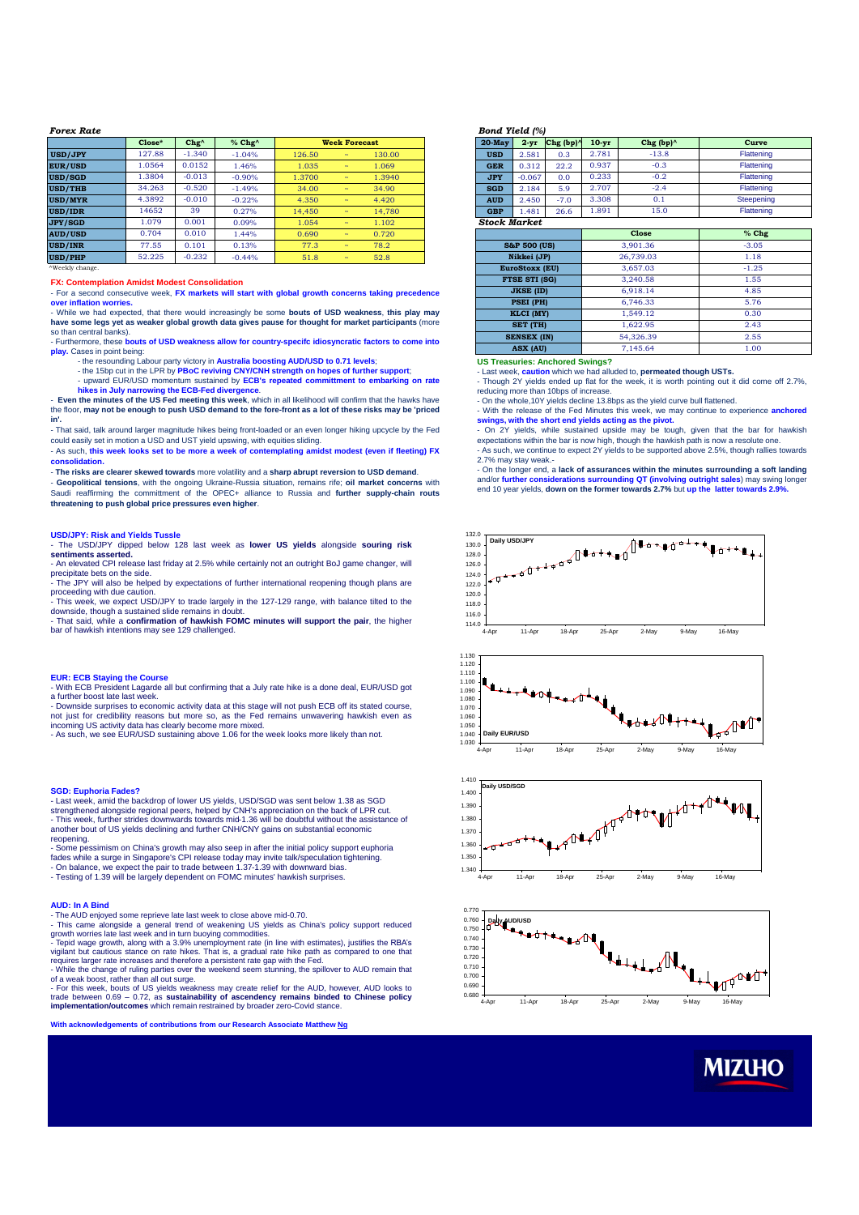### *Forex Rate*

| | Close* | Chg^ | % Chg^ | Week Forecast | | |
|---|---|---|---|---|---|---|
| USD/JPY | 127.88 | -1.340 | -1.04% | 126.50 | ~ | 130.00 |
| EUR/USD | 1.0564 | 0.0152 | 1.46% | 1.035 | ~ | 1.069 |
| USD/SGD | 1.3804 | -0.013 | -0.90% | 1.3700 | ~ | 1.3940 |
| USD/THB | 34.263 | -0.520 | -1.49% | 34.00 | ~ | 34.90 |
| USD/MYR | 4.3892 | -0.010 | -0.22% | 4.350 | ~ | 4.420 |
| USD/IDR | 14652 | 39 | 0.27% | 14,450 | ~ | 14,780 |
| JPY/SGD | 1.079 | 0.001 | 0.09% | 1.054 | ~ | 1.102 |
| AUD/USD | 0.704 | 0.010 | 1.44% | 0.690 | ~ | 0.720 |
| USD/INR | 77.55 | 0.101 | 0.13% | 77.3 | ~ | 78.2 |
| USD/PHP | 52.225 | -0.232 | -0.44% | 51.8 | ~ | 52.8 |

^Weekly change.

**FX: Contemplation Amidst Modest Consolidation**

- For a second consecutive week, **FX markets will start with global growth concerns taking precedence over inflation worries.**

- While we had expected, that there would increasingly be some **bouts of USD weakness**, **this play may have some legs yet as weaker global growth data gives pause for thought for market participants** (more so than central banks).

- Furthermore, these **bouts of USD weakness allow for country-specifc idiosyncratic factors to come into play.** Cases in point being:
  - the resounding Labour party victory in **Australia boosting AUD/USD to 0.71 levels**;
  - the 15bp cut in the LPR by **PBoC reviving CNY/CNH strength on hopes of further support**;
  - upward EUR/USD momentum sustained by **ECB's repeated committment to embarking on rate hikes in July narrowing the ECB-Fed divergence**.

- **Even the minutes of the US Fed meeting this week**, which in all likelihood will confirm that the hawks have the floor, **may not be enough to push USD demand to the fore-front as a lot of these risks may be 'priced in'.**

- That said, talk around larger magnitude hikes being front-loaded or an even longer hiking upcycle by the Fed could easily set in motion a USD and UST yield upswing, with equities sliding.

- As such, **this week looks set to be more a week of contemplating amidst modest (even if fleeting) FX consolidation.**

- **The risks are clearer skewed towards** more volatility and a **sharp abrupt reversion to USD demand**.

- **Geopolitical tensions**, with the ongoing Ukraine-Russia situation, remains rife; **oil market concerns** with Saudi reaffirming the committment of the OPEC+ alliance to Russia and **further supply-chain routs threatening to push global price pressures even higher**.

**USD/JPY: Risk and Yields Tussle**

- The USD/JPY dipped below 128 last week as **lower US yields** alongside **souring risk sentiments asserted.**

- An elevated CPI release last friday at 2.5% while certainly not an outright BoJ game changer, will precipitate bets on the side.

- The JPY will also be helped by expectations of further international reopening though plans are proceeding with due caution.

- This week, we expect USD/JPY to trade largely in the 127-129 range, with balance tilted to the downside, though a sustained slide remains in doubt.

- That said, while a **confirmation of hawkish FOMC minutes will support the pair**, the higher bar of hawkish intentions may see 129 challenged.

**EUR: ECB Staying the Course**

- With ECB President Lagarde all but confirming that a July rate hike is a done deal, EUR/USD got a further boost late last week.

- Downside surprises to economic activity data at this stage will not push ECB off its stated course, not just for credibility reasons but more so, as the Fed remains unwavering hawkish even as incoming US activity data has clearly become more mixed.

- As such, we see EUR/USD sustaining above 1.06 for the week looks more likely than not.

**SGD: Euphoria Fades?**

- Last week, amid the backdrop of lower US yields, USD/SGD was sent below 1.38 as SGD strengthened alongside regional peers, helped by CNH's appreciation on the back of LPR cut.

- This week, further strides downwards towards mid-1.36 will be doubtful without the assistance of another bout of US yields declining and further CNH/CNY gains on substantial economic reopening.

- Some pessimism on China's growth may also seep in after the initial policy support euphoria fades while a surge in Singapore's CPI release today may invite talk/speculation tightening.

- On balance, we expect the pair to trade between 1.37-1.39 with downward bias.

- Testing of 1.39 will be largely dependent on FOMC minutes' hawkish surprises.

**AUD: In A Bind**

- The AUD enjoyed some reprieve late last week to close above mid-0.70.

- This came alongside a general trend of weakening US yields as China's policy support reduced growth worries late last week and in turn buoying commodities.

- Tepid wage growth, along with a 3.9% unemployment rate (in line with estimates), justifies the RBA's vigilant but cautious stance on rate hikes. That is, a gradual rate hike path as compared to one that requires larger rate increases and therefore a persistent rate gap with the Fed.

- While the change of ruling parties over the weekend seem stunning, the spillover to AUD remain that of a weak boost, rather than all out surge.

- For this week, bouts of US yields weakness may create relief for the AUD, however, AUD looks to trade between 0.69 – 0.72, as **sustainability of ascendency remains binded to Chinese policy implementation/outcomes** which remain restrained by broader zero-Covid stance.

**With acknowledgements of contributions from our Research Associate Matthew Ng**

### *Bond Yield (%)*

| 20-May | 2-yr | Chg (bp)^ | 10-yr | Chg (bp)^ | Curve |
|---|---|---|---|---|---|
| USD | 2.581 | 0.3 | 2.781 | -13.8 | Flattening |
| GER | 0.312 | 22.2 | 0.937 | -0.3 | Flattening |
| JPY | -0.067 | 0.0 | 0.233 | -0.2 | Flattening |
| SGD | 2.184 | 5.9 | 2.707 | -2.4 | Flattening |
| AUD | 2.450 | -7.0 | 3.308 | 0.1 | Steepening |
| GBP | 1.481 | 26.6 | 1.891 | 15.0 | Flattening |

### *Stock Market*

| | Close | % Chg |
|---|---|---|
| S&P 500 (US) | 3,901.36 | -3.05 |
| Nikkei (JP) | 26,739.03 | 1.18 |
| EuroStoxx (EU) | 3,657.03 | -1.25 |
| FTSE STI (SG) | 3,240.58 | 1.55 |
| JKSE (ID) | 6,918.14 | 4.85 |
| PSEI (PH) | 6,746.33 | 5.76 |
| KLCI (MY) | 1,549.12 | 0.30 |
| SET (TH) | 1,622.95 | 2.43 |
| SENSEX (IN) | 54,326.39 | 2.55 |
| ASX (AU) | 7,145.64 | 1.00 |

**US Treasuries: Anchored Swings?**

- Last week, **caution** which we had alluded to, **permeated though USTs.**

- Though 2Y yields ended up flat for the week, it is worth pointing out it did come off 2.7%, reducing more than 10bps of increase.

- On the whole,10Y yields decline 13.8bps as the yield curve bull flattened.

- With the release of the Fed Minutes this week, we may continue to experience **anchored swings, with the short end yields acting as the pivot.**

- On 2Y yields, while sustained upside may be tough, given that the bar for hawkish expectations within the bar is now high, though the hawkish path is now a resolute one.

- As such, we continue to expect 2Y yields to be supported above 2.5%, though rallies towards 2.7% may stay weak.-

- On the longer end, a **lack of assurances within the minutes surrounding a soft landing** and/or **further considerations surrounding QT (involving outright sales)** may swing longer end 10 year yields, **down on the former towards 2.7%** but **up the latter towards 2.9%.**

Daily USD/JPY

Daily EUR/USD

Daily USD/SGD

Daily AUD/USD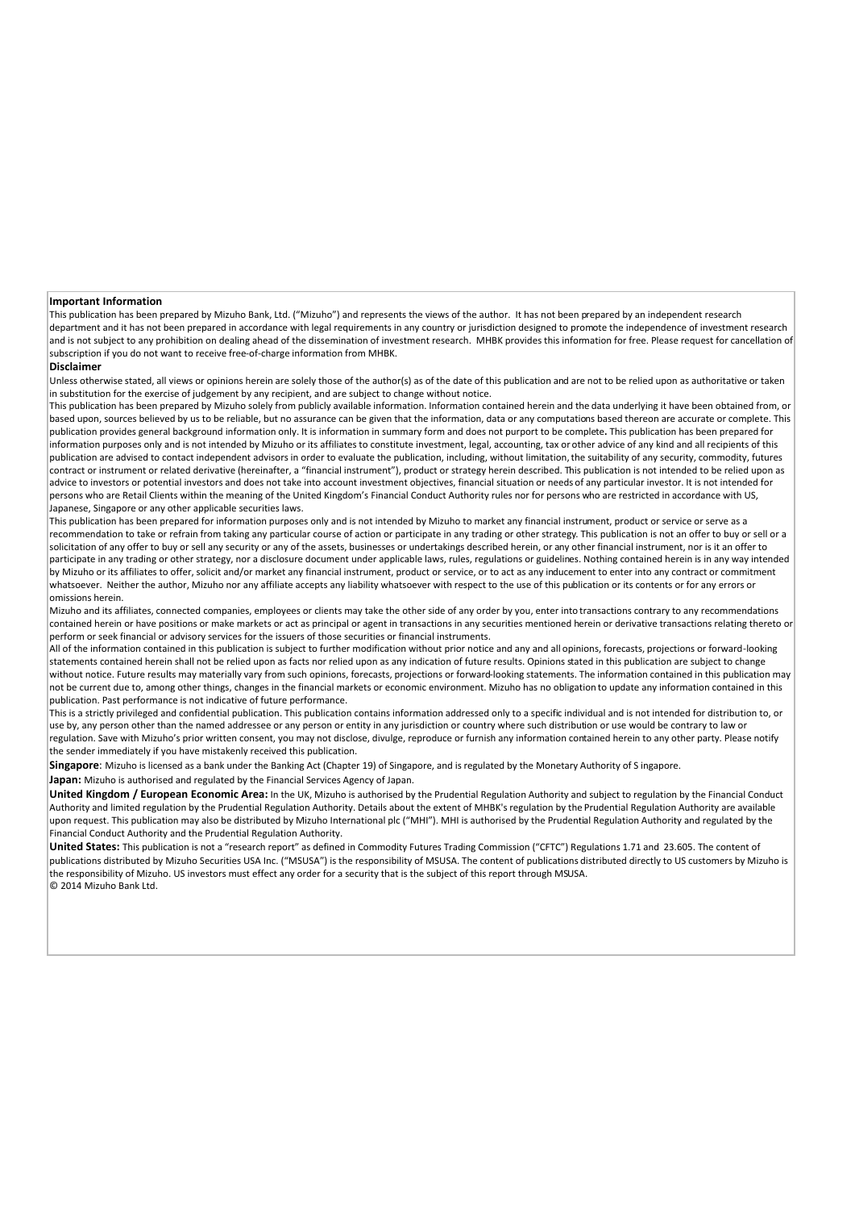**Important Information**

This publication has been prepared by Mizuho Bank, Ltd. ("Mizuho") and represents the views of the author. It has not been prepared by an independent research department and it has not been prepared in accordance with legal requirements in any country or jurisdiction designed to promote the independence of investment research and is not subject to any prohibition on dealing ahead of the dissemination of investment research. MHBK provides this information for free. Please request for cancellation of subscription if you do not want to receive free-of-charge information from MHBK.

**Disclaimer**

Unless otherwise stated, all views or opinions herein are solely those of the author(s) as of the date of this publication and are not to be relied upon as authoritative or taken in substitution for the exercise of judgement by any recipient, and are subject to change without notice.

This publication has been prepared by Mizuho solely from publicly available information. Information contained herein and the data underlying it have been obtained from, or based upon, sources believed by us to be reliable, but no assurance can be given that the information, data or any computations based thereon are accurate or complete. This publication provides general background information only. It is information in summary form and does not purport to be complete**.** This publication has been prepared for information purposes only and is not intended by Mizuho or its affiliates to constitute investment, legal, accounting, tax or other advice of any kind and all recipients of this publication are advised to contact independent advisors in order to evaluate the publication, including, without limitation, the suitability of any security, commodity, futures contract or instrument or related derivative (hereinafter, a "financial instrument"), product or strategy herein described. This publication is not intended to be relied upon as advice to investors or potential investors and does not take into account investment objectives, financial situation or needs of any particular investor. It is not intended for persons who are Retail Clients within the meaning of the United Kingdom's Financial Conduct Authority rules nor for persons who are restricted in accordance with US, Japanese, Singapore or any other applicable securities laws.

This publication has been prepared for information purposes only and is not intended by Mizuho to market any financial instrument, product or service or serve as a recommendation to take or refrain from taking any particular course of action or participate in any trading or other strategy. This publication is not an offer to buy or sell or a solicitation of any offer to buy or sell any security or any of the assets, businesses or undertakings described herein, or any other financial instrument, nor is it an offer to participate in any trading or other strategy, nor a disclosure document under applicable laws, rules, regulations or guidelines. Nothing contained herein is in any way intended by Mizuho or its affiliates to offer, solicit and/or market any financial instrument, product or service, or to act as any inducement to enter into any contract or commitment whatsoever. Neither the author, Mizuho nor any affiliate accepts any liability whatsoever with respect to the use of this publication or its contents or for any errors or omissions herein.

Mizuho and its affiliates, connected companies, employees or clients may take the other side of any order by you, enter into transactions contrary to any recommendations contained herein or have positions or make markets or act as principal or agent in transactions in any securities mentioned herein or derivative transactions relating thereto or perform or seek financial or advisory services for the issuers of those securities or financial instruments.

All of the information contained in this publication is subject to further modification without prior notice and any and all opinions, forecasts, projections or forward-looking statements contained herein shall not be relied upon as facts nor relied upon as any indication of future results. Opinions stated in this publication are subject to change without notice. Future results may materially vary from such opinions, forecasts, projections or forward-looking statements. The information contained in this publication may not be current due to, among other things, changes in the financial markets or economic environment. Mizuho has no obligation to update any information contained in this publication. Past performance is not indicative of future performance.

This is a strictly privileged and confidential publication. This publication contains information addressed only to a specific individual and is not intended for distribution to, or use by, any person other than the named addressee or any person or entity in any jurisdiction or country where such distribution or use would be contrary to law or regulation. Save with Mizuho's prior written consent, you may not disclose, divulge, reproduce or furnish any information contained herein to any other party. Please notify the sender immediately if you have mistakenly received this publication.

**Singapore**: Mizuho is licensed as a bank under the Banking Act (Chapter 19) of Singapore, and is regulated by the Monetary Authority of S ingapore.

**Japan:** Mizuho is authorised and regulated by the Financial Services Agency of Japan.

**United Kingdom / European Economic Area:** In the UK, Mizuho is authorised by the Prudential Regulation Authority and subject to regulation by the Financial Conduct Authority and limited regulation by the Prudential Regulation Authority. Details about the extent of MHBK's regulation by the Prudential Regulation Authority are available upon request. This publication may also be distributed by Mizuho International plc ("MHI"). MHI is authorised by the Prudential Regulation Authority and regulated by the Financial Conduct Authority and the Prudential Regulation Authority.

**United States:** This publication is not a "research report" as defined in Commodity Futures Trading Commission ("CFTC") Regulations 1.71 and 23.605. The content of publications distributed by Mizuho Securities USA Inc. ("MSUSA") is the responsibility of MSUSA. The content of publications distributed directly to US customers by Mizuho is the responsibility of Mizuho. US investors must effect any order for a security that is the subject of this report through MSUSA.

© 2014 Mizuho Bank Ltd.